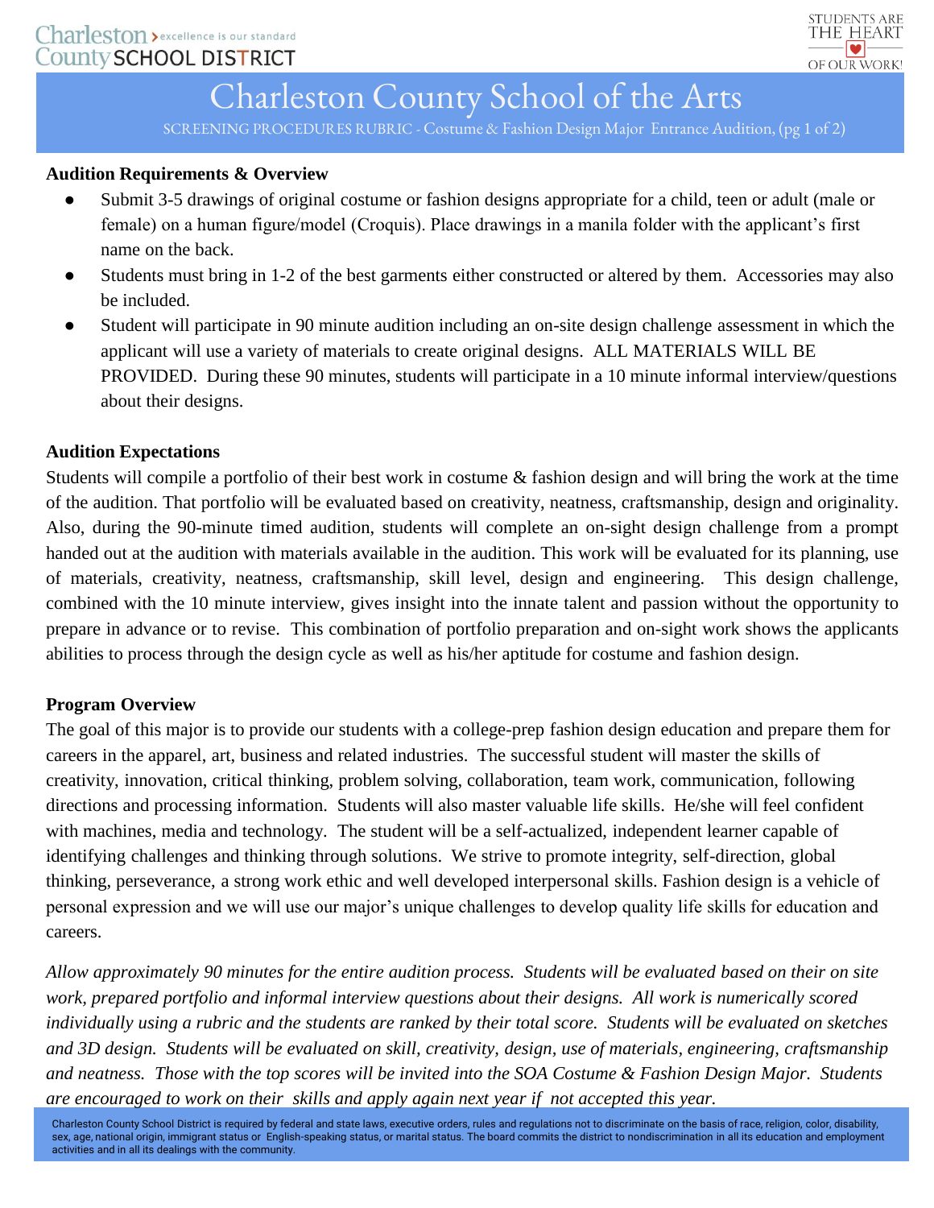# Charleston County School of the Arts

SCREENING PROCEDURES RUBRIC - Costume & Fashion Design Major Entrance Audition, (pg 1 of 2)

**Audition Requirements & Overview**

- Submit 3-5 drawings of original costume or fashion designs appropriate for a child, teen or adult (male or female) on a human figure/model (Croquis). Place drawings in a manila folder with the applicant's first name on the back.
- Students must bring in 1-2 of the best garments either constructed or altered by them. Accessories may also be included.
- Student will participate in 90 minute audition including an on-site design challenge assessment in which the applicant will use a variety of materials to create original designs. ALL MATERIALS WILL BE PROVIDED. During these 90 minutes, students will participate in a 10 minute informal interview/questions about their designs.

**Audition Expectations**

Students will compile a portfolio of their best work in costume & fashion design and will bring the work at the time of the audition. That portfolio will be evaluated based on creativity, neatness, craftsmanship, design and originality. Also, during the 90-minute timed audition, students will complete an on-sight design challenge from a prompt handed out at the audition with materials available in the audition. This work will be evaluated for its planning, use of materials, creativity, neatness, craftsmanship, skill level, design and engineering. This design challenge, combined with the 10 minute interview, gives insight into the innate talent and passion without the opportunity to prepare in advance or to revise. This combination of portfolio preparation and on-sight work shows the applicants abilities to process through the design cycle as well as his/her aptitude for costume and fashion design.

**Program Overview**

The goal of this major is to provide our students with a college-prep fashion design education and prepare them for careers in the apparel, art, business and related industries. The successful student will master the skills of creativity, innovation, critical thinking, problem solving, collaboration, team work, communication, following directions and processing information. Students will also master valuable life skills. He/she will feel confident with machines, media and technology. The student will be a self-actualized, independent learner capable of identifying challenges and thinking through solutions. We strive to promote integrity, self-direction, global thinking, perseverance, a strong work ethic and well developed interpersonal skills. Fashion design is a vehicle of personal expression and we will use our major's unique challenges to develop quality life skills for education and careers.

*Allow approximately 90 minutes for the entire audition process. Students will be evaluated based on their on site work, prepared portfolio and informal interview questions about their designs. All work is numerically scored individually using a rubric and the students are ranked by their total score. Students will be evaluated on sketches and 3D design. Students will be evaluated on skill, creativity, design, use of materials, engineering, craftsmanship and neatness. Those with the top scores will be invited into the SOA Costume & Fashion Design Major. Students are encouraged to work on their skills and apply again next year if not accepted this year.*

Charleston County School District is required by federal and state laws, executive orders, rules and regulations not to discriminate on the basis of race, religion, color, disability, sex, age, national origin, immigrant status or English-speaking status, or marital status. The board commits the district to nondiscrimination in all its education and employment activities and in all its dealings with the community.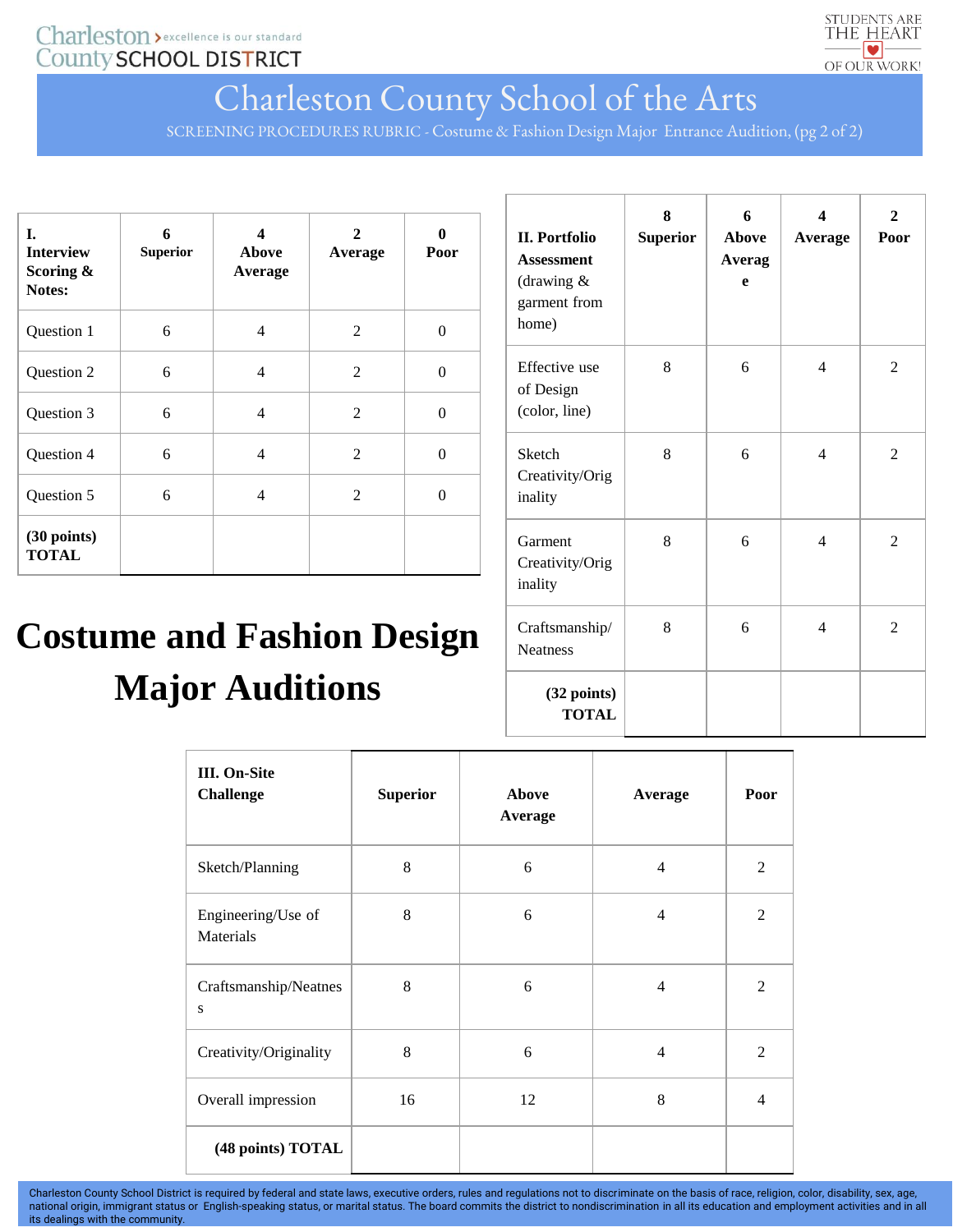# Charleston County School of the Arts

SCREENING PROCEDURES RUBRIC - Costume & Fashion Design Major Entrance Audition, (pg 2 of 2)

| I. Interview Scoring & Notes: | 6 Superior | 4 Above Average | 2 Average | 0 Poor |
|---|---|---|---|---|
| Question 1 | 6 | 4 | 2 | 0 |
| Question 2 | 6 | 4 | 2 | 0 |
| Question 3 | 6 | 4 | 2 | 0 |
| Question 4 | 6 | 4 | 2 | 0 |
| Question 5 | 6 | 4 | 2 | 0 |
| **(30 points) TOTAL** | | | | |

| II. Portfolio Assessment (drawing & garment from home) | 8 Superior | 6 Above Average | 4 Average | 2 Poor |
|---|---|---|---|---|
| Effective use of Design (color, line) | 8 | 6 | 4 | 2 |
| Sketch Creativity/Originality | 8 | 6 | 4 | 2 |
| Garment Creativity/Originality | 8 | 6 | 4 | 2 |
| Craftsmanship/ Neatness | 8 | 6 | 4 | 2 |
| **(32 points) TOTAL** | | | | |

# Costume and Fashion Design Major Auditions

| III. On-Site Challenge | Superior | Above Average | Average | Poor |
|---|---|---|---|---|
| Sketch/Planning | 8 | 6 | 4 | 2 |
| Engineering/Use of Materials | 8 | 6 | 4 | 2 |
| Craftsmanship/Neatness | 8 | 6 | 4 | 2 |
| Creativity/Originality | 8 | 6 | 4 | 2 |
| Overall impression | 16 | 12 | 8 | 4 |
| **(48 points) TOTAL** | | | | |

Charleston County School District is required by federal and state laws, executive orders, rules and regulations not to discriminate on the basis of race, religion, color, disability, sex, age, national origin, immigrant status or English-speaking status, or marital status. The board commits the district to nondiscrimination in all its education and employment activities and in all its dealings with the community.